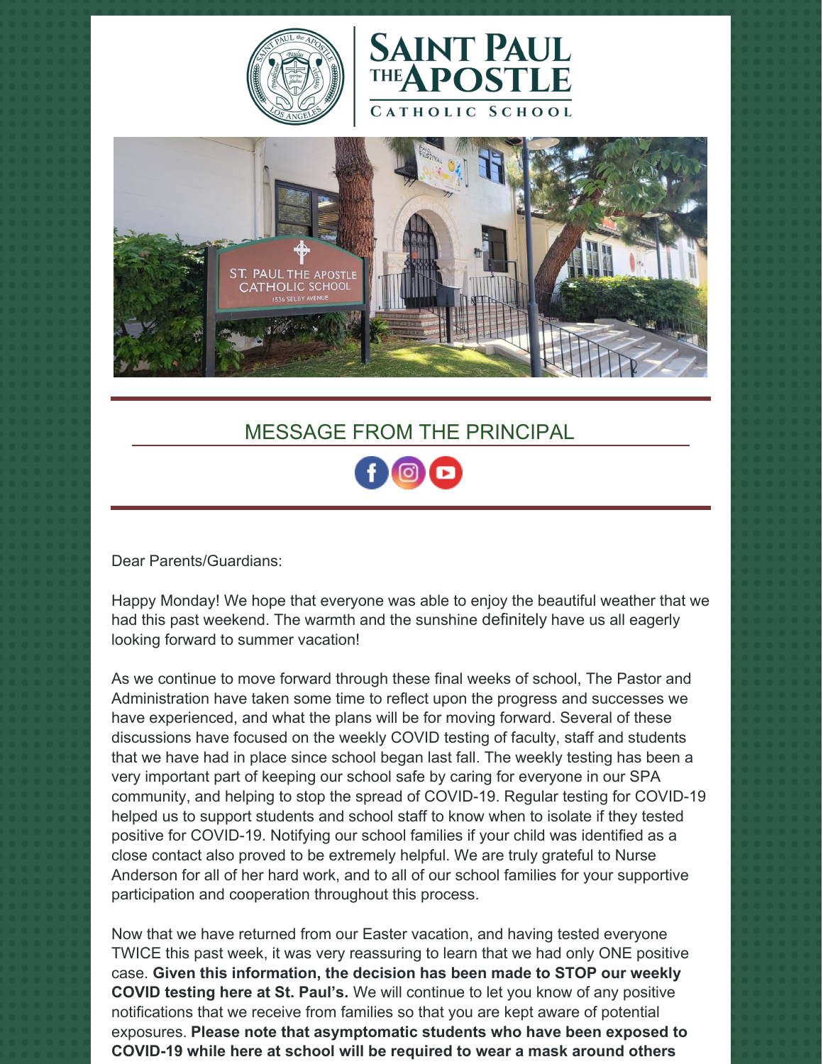# SAINT PAUL THE APOSTLE CATHOLIC SCHOOL

## MESSAGE FROM THE PRINCIPAL

Dear Parents/Guardians:

Happy Monday! We hope that everyone was able to enjoy the beautiful weather that we had this past weekend. The warmth and the sunshine definitely have us all eagerly looking forward to summer vacation!

As we continue to move forward through these final weeks of school, The Pastor and Administration have taken some time to reflect upon the progress and successes we have experienced, and what the plans will be for moving forward. Several of these discussions have focused on the weekly COVID testing of faculty, staff and students that we have had in place since school began last fall. The weekly testing has been a very important part of keeping our school safe by caring for everyone in our SPA community, and helping to stop the spread of COVID-19. Regular testing for COVID-19 helped us to support students and school staff to know when to isolate if they tested positive for COVID-19. Notifying our school families if your child was identified as a close contact also proved to be extremely helpful. We are truly grateful to Nurse Anderson for all of her hard work, and to all of our school families for your supportive participation and cooperation throughout this process.

Now that we have returned from our Easter vacation, and having tested everyone TWICE this past week, it was very reassuring to learn that we had only ONE positive case. **Given this information, the decision has been made to STOP our weekly COVID testing here at St. Paul's.** We will continue to let you know of any positive notifications that we receive from families so that you are kept aware of potential exposures. **Please note that asymptomatic students who have been exposed to COVID-19 while here at school will be required to wear a mask around others**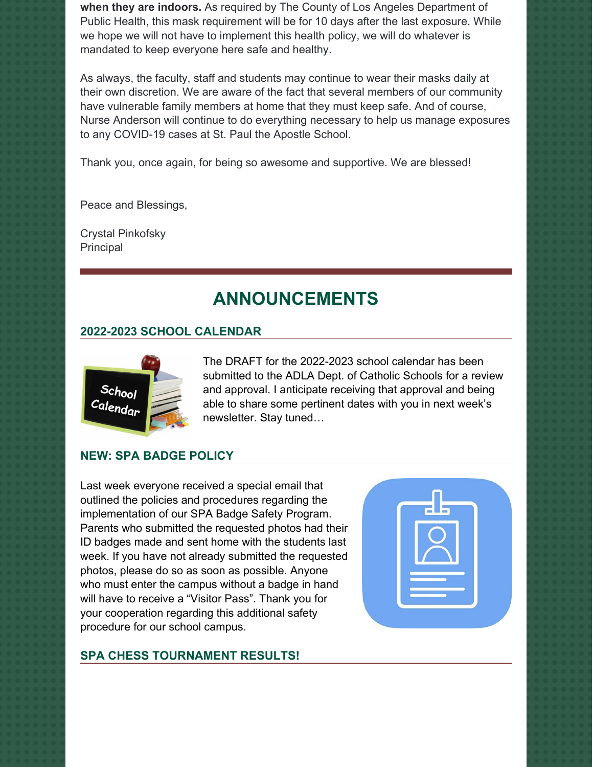**when they are indoors.** As required by The County of Los Angeles Department of Public Health, this mask requirement will be for 10 days after the last exposure. While we hope we will not have to implement this health policy, we will do whatever is mandated to keep everyone here safe and healthy.

As always, the faculty, staff and students may continue to wear their masks daily at their own discretion. We are aware of the fact that several members of our community have vulnerable family members at home that they must keep safe. And of course, Nurse Anderson will continue to do everything necessary to help us manage exposures to any COVID-19 cases at St. Paul the Apostle School.

Thank you, once again, for being so awesome and supportive. We are blessed!

Peace and Blessings,

Crystal Pinkofsky
Principal

# ANNOUNCEMENTS

### 2022-2023 SCHOOL CALENDAR

The DRAFT for the 2022-2023 school calendar has been submitted to the ADLA Dept. of Catholic Schools for a review and approval. I anticipate receiving that approval and being able to share some pertinent dates with you in next week's newsletter. Stay tuned…

### NEW: SPA BADGE POLICY

Last week everyone received a special email that outlined the policies and procedures regarding the implementation of our SPA Badge Safety Program. Parents who submitted the requested photos had their ID badges made and sent home with the students last week. If you have not already submitted the requested photos, please do so as soon as possible. Anyone who must enter the campus without a badge in hand will have to receive a "Visitor Pass". Thank you for your cooperation regarding this additional safety procedure for our school campus.

### SPA CHESS TOURNAMENT RESULTS!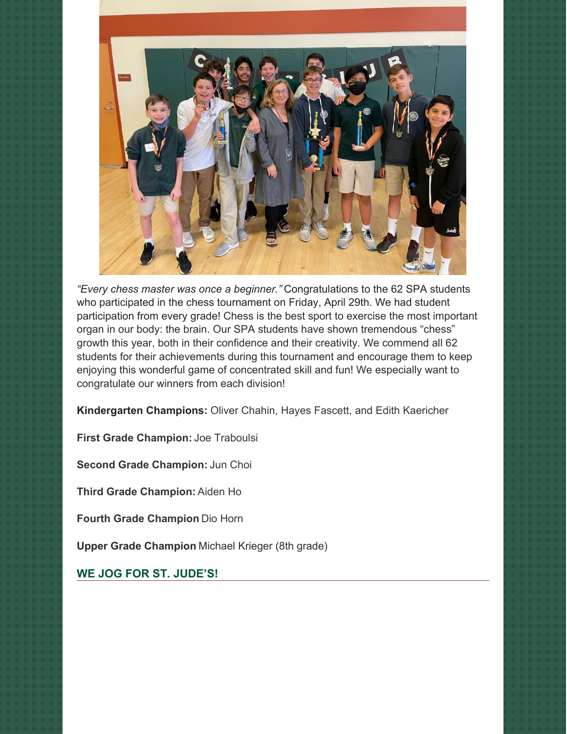*"Every chess master was once a beginner."* Congratulations to the 62 SPA students who participated in the chess tournament on Friday, April 29th. We had student participation from every grade! Chess is the best sport to exercise the most important organ in our body: the brain. Our SPA students have shown tremendous "chess" growth this year, both in their confidence and their creativity. We commend all 62 students for their achievements during this tournament and encourage them to keep enjoying this wonderful game of concentrated skill and fun! We especially want to congratulate our winners from each division!

**Kindergarten Champions:** Oliver Chahin, Hayes Fascett, and Edith Kaericher

**First Grade Champion:** Joe Traboulsi

**Second Grade Champion:** Jun Choi

**Third Grade Champion:** Aiden Ho

**Fourth Grade Champion** Dio Horn

**Upper Grade Champion** Michael Krieger (8th grade)

## WE JOG FOR ST. JUDE'S!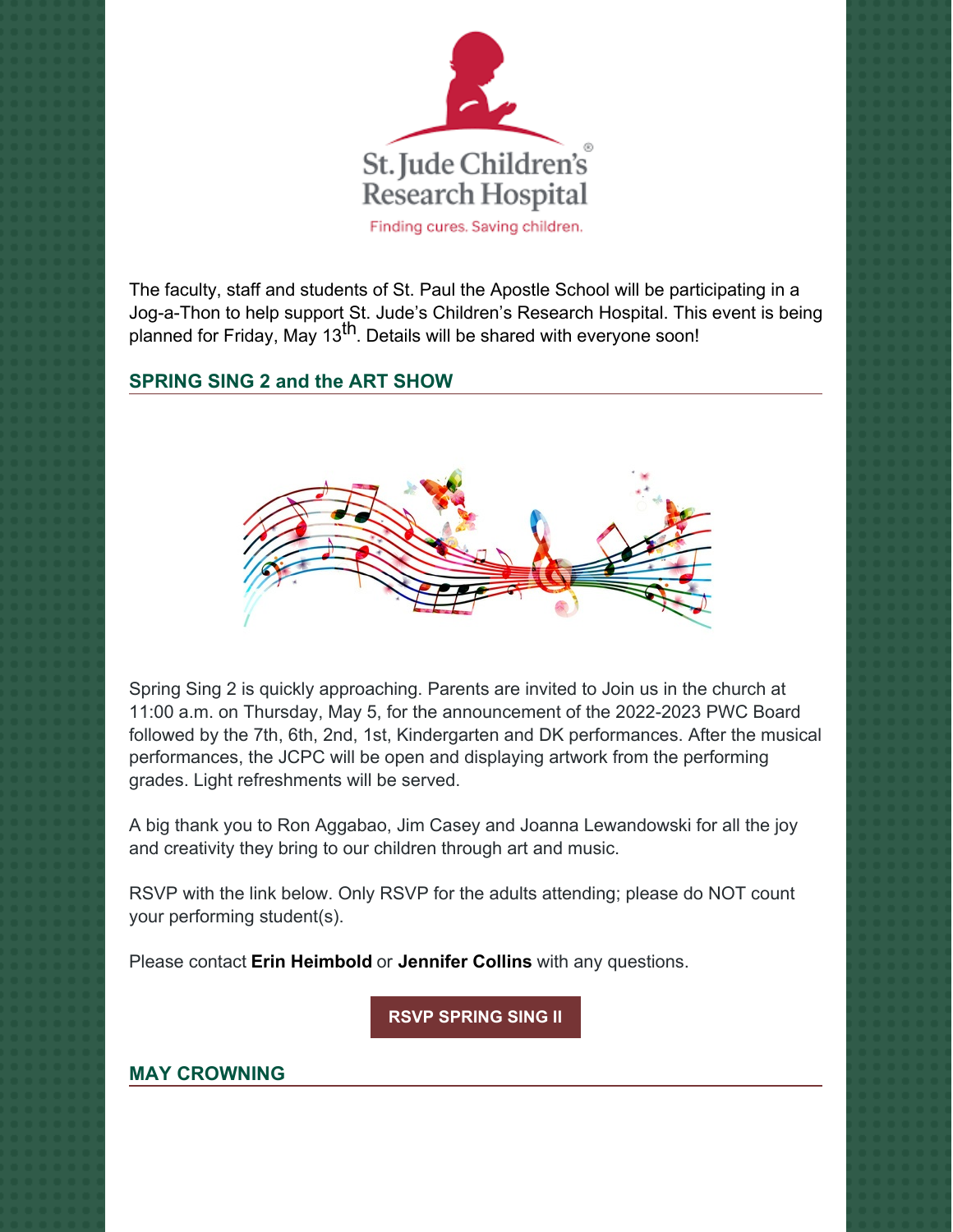The faculty, staff and students of St. Paul the Apostle School will be participating in a Jog-a-Thon to help support St. Jude's Children's Research Hospital. This event is being planned for Friday, May 13th. Details will be shared with everyone soon!

## SPRING SING 2 and the ART SHOW

Spring Sing 2 is quickly approaching. Parents are invited to Join us in the church at 11:00 a.m. on Thursday, May 5, for the announcement of the 2022-2023 PWC Board followed by the 7th, 6th, 2nd, 1st, Kindergarten and DK performances. After the musical performances, the JCPC will be open and displaying artwork from the performing grades. Light refreshments will be served.

A big thank you to Ron Aggabao, Jim Casey and Joanna Lewandowski for all the joy and creativity they bring to our children through art and music.

RSVP with the link below. Only RSVP for the adults attending; please do NOT count your performing student(s).

Please contact **Erin Heimbold** or **Jennifer Collins** with any questions.

**RSVP SPRING SING II**

## MAY CROWNING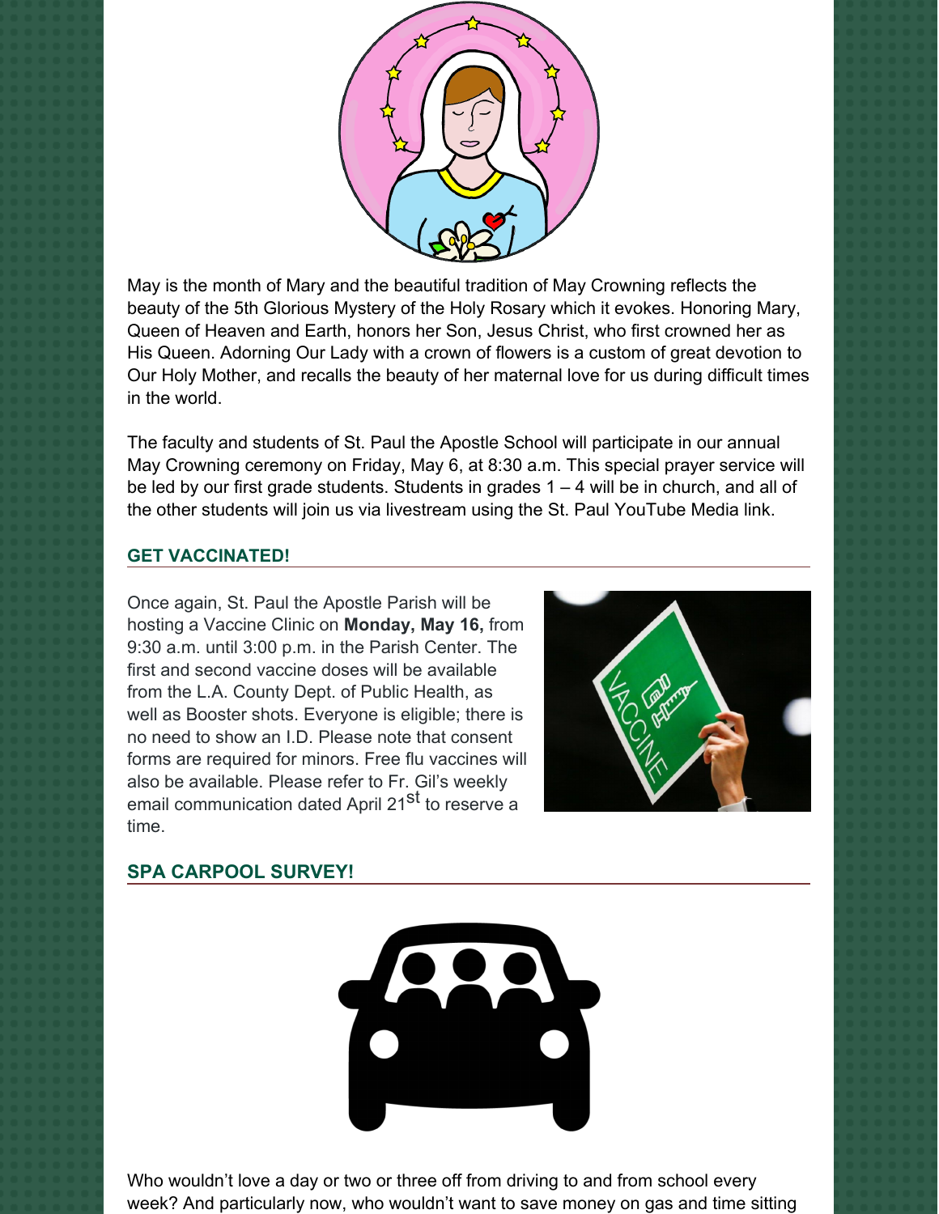May is the month of Mary and the beautiful tradition of May Crowning reflects the beauty of the 5th Glorious Mystery of the Holy Rosary which it evokes. Honoring Mary, Queen of Heaven and Earth, honors her Son, Jesus Christ, who first crowned her as His Queen. Adorning Our Lady with a crown of flowers is a custom of great devotion to Our Holy Mother, and recalls the beauty of her maternal love for us during difficult times in the world.

The faculty and students of St. Paul the Apostle School will participate in our annual May Crowning ceremony on Friday, May 6, at 8:30 a.m. This special prayer service will be led by our first grade students. Students in grades 1 – 4 will be in church, and all of the other students will join us via livestream using the St. Paul YouTube Media link.

## GET VACCINATED!

Once again, St. Paul the Apostle Parish will be hosting a Vaccine Clinic on **Monday, May 16,** from 9:30 a.m. until 3:00 p.m. in the Parish Center. The first and second vaccine doses will be available from the L.A. County Dept. of Public Health, as well as Booster shots. Everyone is eligible; there is no need to show an I.D. Please note that consent forms are required for minors. Free flu vaccines will also be available. Please refer to Fr. Gil's weekly email communication dated April 21st to reserve a time.

## SPA CARPOOL SURVEY!

Who wouldn't love a day or two or three off from driving to and from school every week? And particularly now, who wouldn't want to save money on gas and time sitting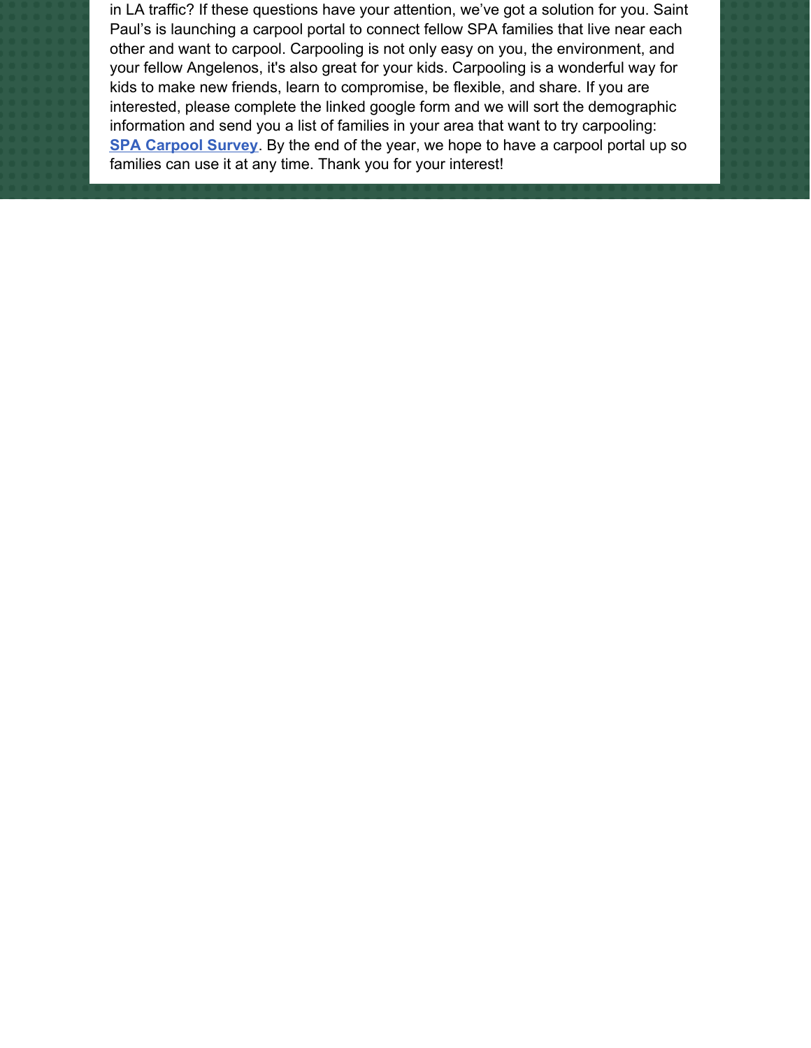in LA traffic? If these questions have your attention, we've got a solution for you. Saint Paul's is launching a carpool portal to connect fellow SPA families that live near each other and want to carpool. Carpooling is not only easy on you, the environment, and your fellow Angelenos, it's also great for your kids. Carpooling is a wonderful way for kids to make new friends, learn to compromise, be flexible, and share. If you are interested, please complete the linked google form and we will sort the demographic information and send you a list of families in your area that want to try carpooling: **SPA Carpool Survey**. By the end of the year, we hope to have a carpool portal up so families can use it at any time. Thank you for your interest!